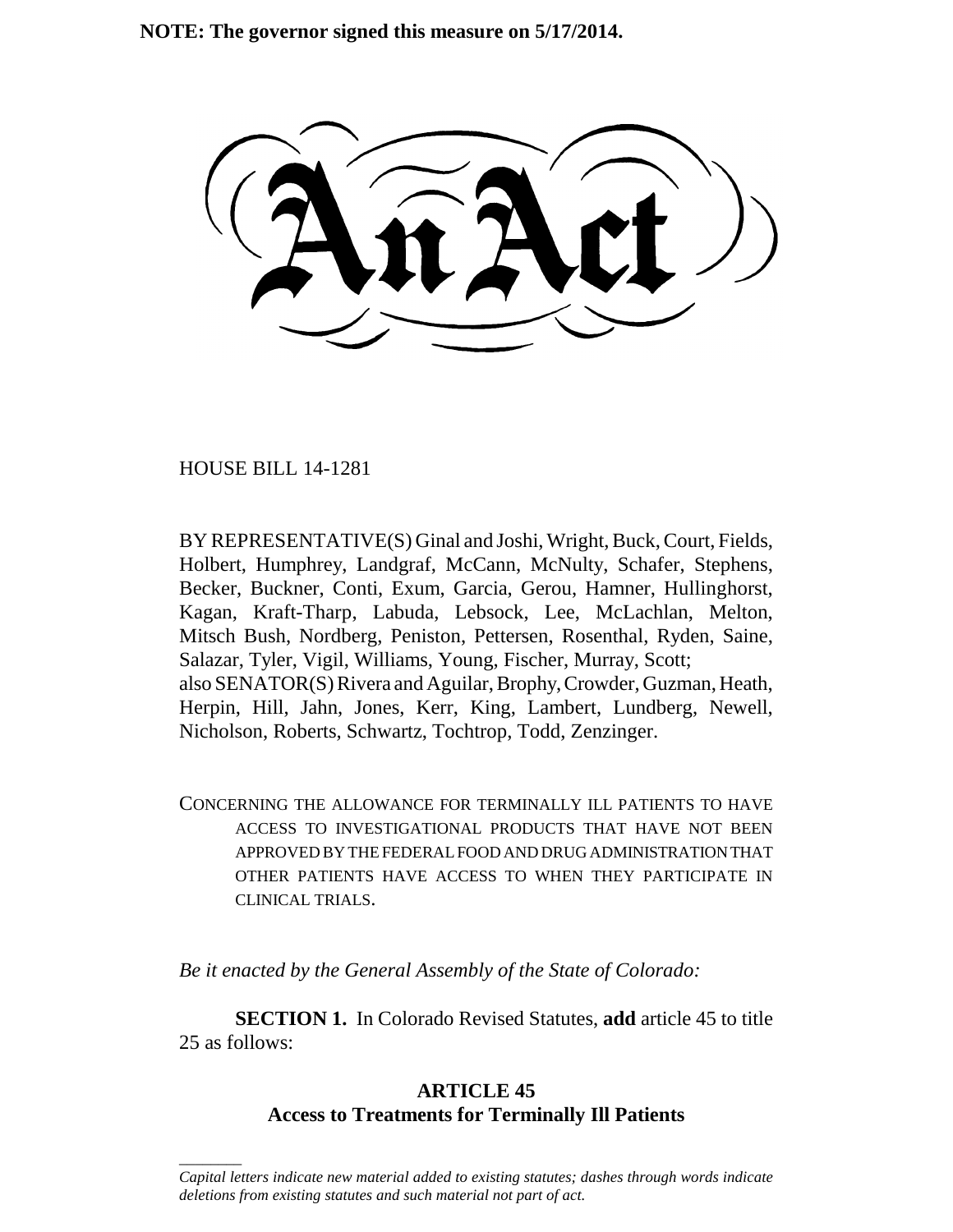**NOTE: The governor signed this measure on 5/17/2014.**

# An Act

HOUSE BILL 14-1281

BY REPRESENTATIVE(S) Ginal and Joshi, Wright, Buck, Court, Fields, Holbert, Humphrey, Landgraf, McCann, McNulty, Schafer, Stephens, Becker, Buckner, Conti, Exum, Garcia, Gerou, Hamner, Hullinghorst, Kagan, Kraft-Tharp, Labuda, Lebsock, Lee, McLachlan, Melton, Mitsch Bush, Nordberg, Peniston, Pettersen, Rosenthal, Ryden, Saine, Salazar, Tyler, Vigil, Williams, Young, Fischer, Murray, Scott;
also SENATOR(S) Rivera and Aguilar, Brophy, Crowder, Guzman, Heath, Herpin, Hill, Jahn, Jones, Kerr, King, Lambert, Lundberg, Newell, Nicholson, Roberts, Schwartz, Tochtrop, Todd, Zenzinger.

CONCERNING THE ALLOWANCE FOR TERMINALLY ILL PATIENTS TO HAVE ACCESS TO INVESTIGATIONAL PRODUCTS THAT HAVE NOT BEEN APPROVED BY THE FEDERAL FOOD AND DRUG ADMINISTRATION THAT OTHER PATIENTS HAVE ACCESS TO WHEN THEY PARTICIPATE IN CLINICAL TRIALS.

*Be it enacted by the General Assembly of the State of Colorado:*

**SECTION 1.** In Colorado Revised Statutes, **add** article 45 to title 25 as follows:

## ARTICLE 45
## Access to Treatments for Terminally Ill Patients

*Capital letters indicate new material added to existing statutes; dashes through words indicate deletions from existing statutes and such material not part of act.*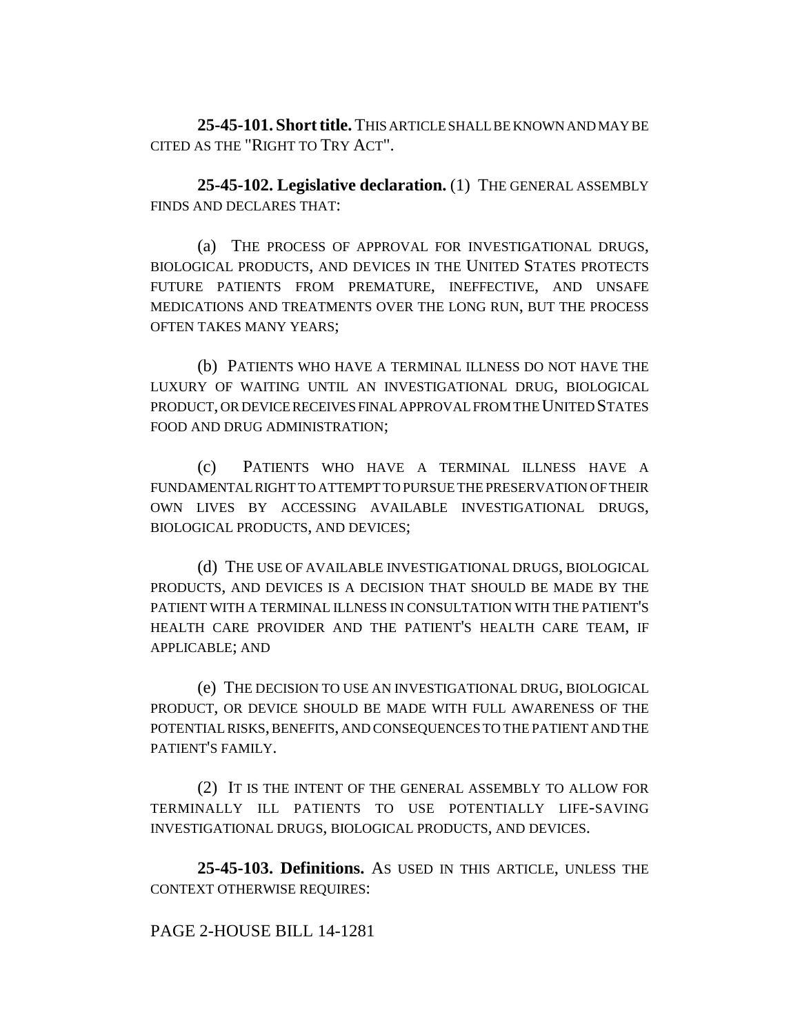**25-45-101. Short title.** THIS ARTICLE SHALL BE KNOWN AND MAY BE CITED AS THE "RIGHT TO TRY ACT".

**25-45-102. Legislative declaration.** (1) THE GENERAL ASSEMBLY FINDS AND DECLARES THAT:

(a) THE PROCESS OF APPROVAL FOR INVESTIGATIONAL DRUGS, BIOLOGICAL PRODUCTS, AND DEVICES IN THE UNITED STATES PROTECTS FUTURE PATIENTS FROM PREMATURE, INEFFECTIVE, AND UNSAFE MEDICATIONS AND TREATMENTS OVER THE LONG RUN, BUT THE PROCESS OFTEN TAKES MANY YEARS;

(b) PATIENTS WHO HAVE A TERMINAL ILLNESS DO NOT HAVE THE LUXURY OF WAITING UNTIL AN INVESTIGATIONAL DRUG, BIOLOGICAL PRODUCT, OR DEVICE RECEIVES FINAL APPROVAL FROM THE UNITED STATES FOOD AND DRUG ADMINISTRATION;

(c) PATIENTS WHO HAVE A TERMINAL ILLNESS HAVE A FUNDAMENTAL RIGHT TO ATTEMPT TO PURSUE THE PRESERVATION OF THEIR OWN LIVES BY ACCESSING AVAILABLE INVESTIGATIONAL DRUGS, BIOLOGICAL PRODUCTS, AND DEVICES;

(d) THE USE OF AVAILABLE INVESTIGATIONAL DRUGS, BIOLOGICAL PRODUCTS, AND DEVICES IS A DECISION THAT SHOULD BE MADE BY THE PATIENT WITH A TERMINAL ILLNESS IN CONSULTATION WITH THE PATIENT'S HEALTH CARE PROVIDER AND THE PATIENT'S HEALTH CARE TEAM, IF APPLICABLE; AND

(e) THE DECISION TO USE AN INVESTIGATIONAL DRUG, BIOLOGICAL PRODUCT, OR DEVICE SHOULD BE MADE WITH FULL AWARENESS OF THE POTENTIAL RISKS, BENEFITS, AND CONSEQUENCES TO THE PATIENT AND THE PATIENT'S FAMILY.

(2) IT IS THE INTENT OF THE GENERAL ASSEMBLY TO ALLOW FOR TERMINALLY ILL PATIENTS TO USE POTENTIALLY LIFE-SAVING INVESTIGATIONAL DRUGS, BIOLOGICAL PRODUCTS, AND DEVICES.

**25-45-103. Definitions.** AS USED IN THIS ARTICLE, UNLESS THE CONTEXT OTHERWISE REQUIRES: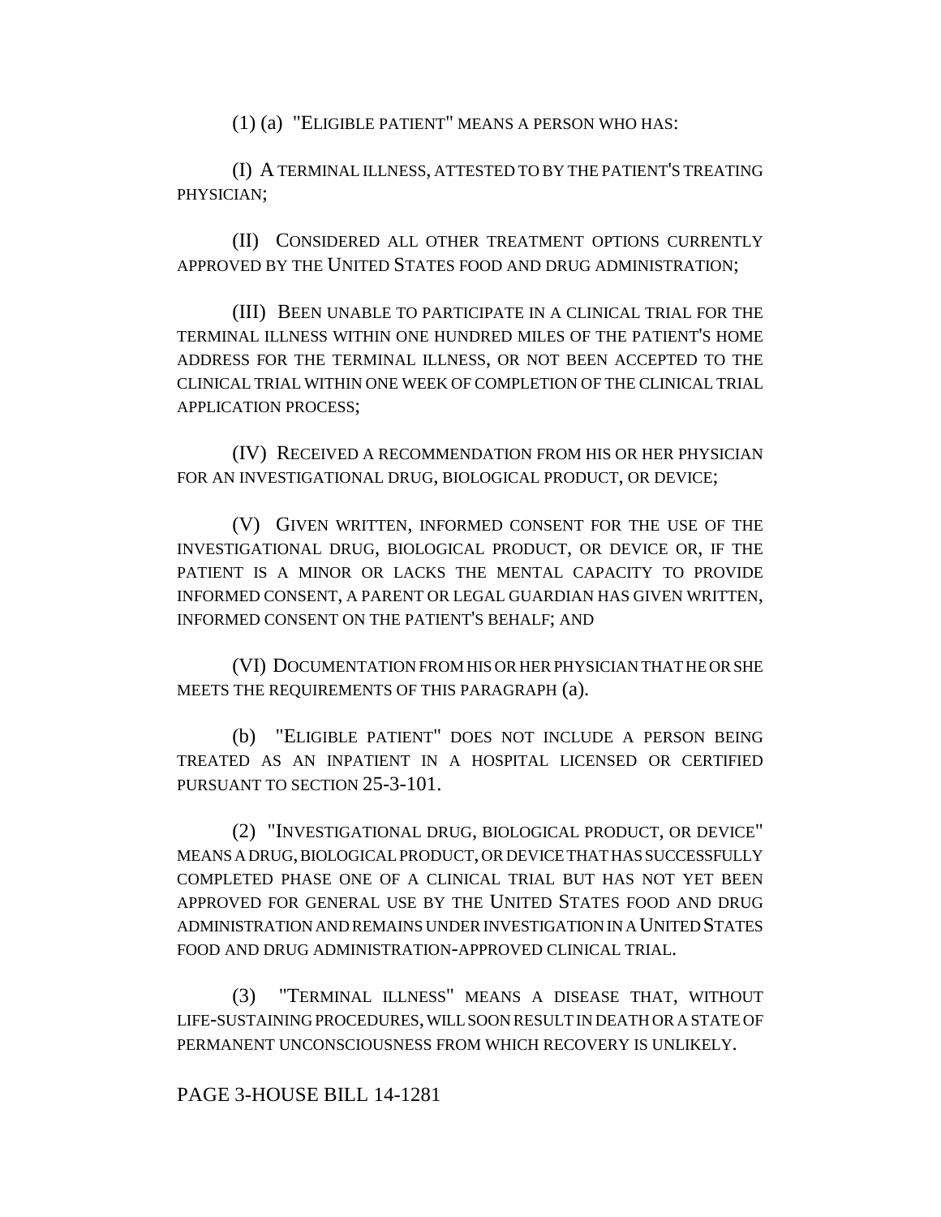(1) (a) "ELIGIBLE PATIENT" MEANS A PERSON WHO HAS:

(I) A TERMINAL ILLNESS, ATTESTED TO BY THE PATIENT'S TREATING PHYSICIAN;

(II) CONSIDERED ALL OTHER TREATMENT OPTIONS CURRENTLY APPROVED BY THE UNITED STATES FOOD AND DRUG ADMINISTRATION;

(III) BEEN UNABLE TO PARTICIPATE IN A CLINICAL TRIAL FOR THE TERMINAL ILLNESS WITHIN ONE HUNDRED MILES OF THE PATIENT'S HOME ADDRESS FOR THE TERMINAL ILLNESS, OR NOT BEEN ACCEPTED TO THE CLINICAL TRIAL WITHIN ONE WEEK OF COMPLETION OF THE CLINICAL TRIAL APPLICATION PROCESS;

(IV) RECEIVED A RECOMMENDATION FROM HIS OR HER PHYSICIAN FOR AN INVESTIGATIONAL DRUG, BIOLOGICAL PRODUCT, OR DEVICE;

(V) GIVEN WRITTEN, INFORMED CONSENT FOR THE USE OF THE INVESTIGATIONAL DRUG, BIOLOGICAL PRODUCT, OR DEVICE OR, IF THE PATIENT IS A MINOR OR LACKS THE MENTAL CAPACITY TO PROVIDE INFORMED CONSENT, A PARENT OR LEGAL GUARDIAN HAS GIVEN WRITTEN, INFORMED CONSENT ON THE PATIENT'S BEHALF; AND

(VI) DOCUMENTATION FROM HIS OR HER PHYSICIAN THAT HE OR SHE MEETS THE REQUIREMENTS OF THIS PARAGRAPH (a).

(b) "ELIGIBLE PATIENT" DOES NOT INCLUDE A PERSON BEING TREATED AS AN INPATIENT IN A HOSPITAL LICENSED OR CERTIFIED PURSUANT TO SECTION 25-3-101.

(2) "INVESTIGATIONAL DRUG, BIOLOGICAL PRODUCT, OR DEVICE" MEANS A DRUG, BIOLOGICAL PRODUCT, OR DEVICE THAT HAS SUCCESSFULLY COMPLETED PHASE ONE OF A CLINICAL TRIAL BUT HAS NOT YET BEEN APPROVED FOR GENERAL USE BY THE UNITED STATES FOOD AND DRUG ADMINISTRATION AND REMAINS UNDER INVESTIGATION IN A UNITED STATES FOOD AND DRUG ADMINISTRATION-APPROVED CLINICAL TRIAL.

(3) "TERMINAL ILLNESS" MEANS A DISEASE THAT, WITHOUT LIFE-SUSTAINING PROCEDURES, WILL SOON RESULT IN DEATH OR A STATE OF PERMANENT UNCONSCIOUSNESS FROM WHICH RECOVERY IS UNLIKELY.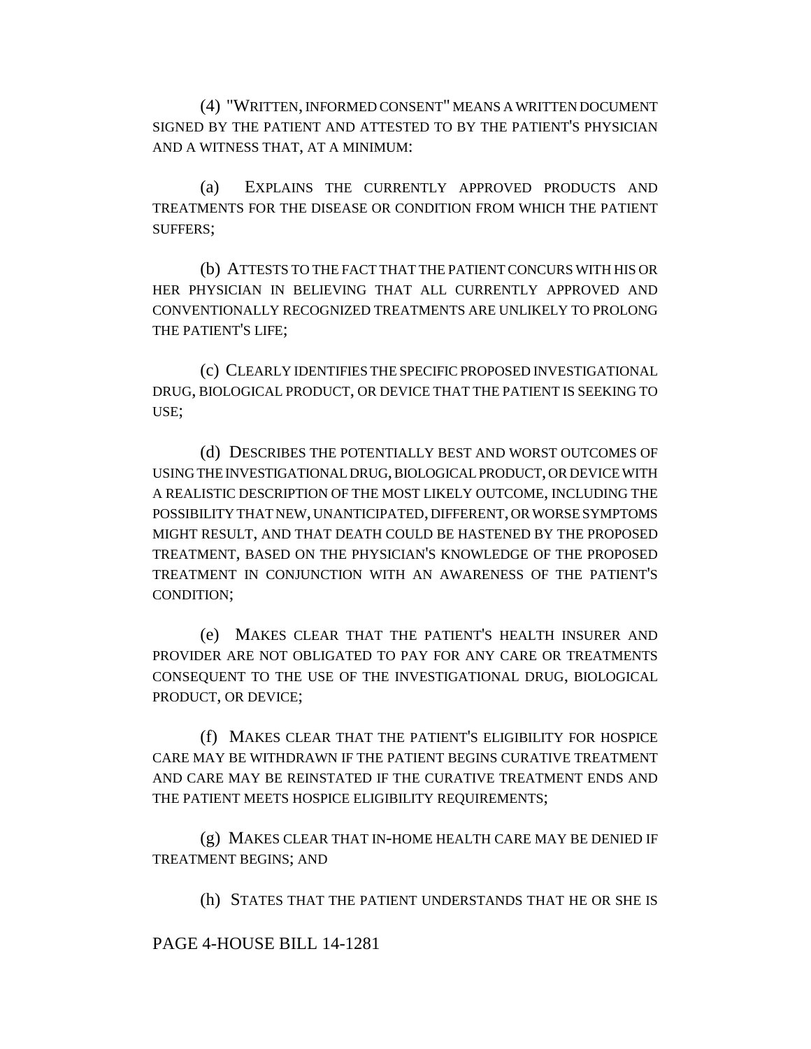(4) "WRITTEN, INFORMED CONSENT" MEANS A WRITTEN DOCUMENT SIGNED BY THE PATIENT AND ATTESTED TO BY THE PATIENT'S PHYSICIAN AND A WITNESS THAT, AT A MINIMUM:

(a) EXPLAINS THE CURRENTLY APPROVED PRODUCTS AND TREATMENTS FOR THE DISEASE OR CONDITION FROM WHICH THE PATIENT SUFFERS;

(b) ATTESTS TO THE FACT THAT THE PATIENT CONCURS WITH HIS OR HER PHYSICIAN IN BELIEVING THAT ALL CURRENTLY APPROVED AND CONVENTIONALLY RECOGNIZED TREATMENTS ARE UNLIKELY TO PROLONG THE PATIENT'S LIFE;

(c) CLEARLY IDENTIFIES THE SPECIFIC PROPOSED INVESTIGATIONAL DRUG, BIOLOGICAL PRODUCT, OR DEVICE THAT THE PATIENT IS SEEKING TO USE;

(d) DESCRIBES THE POTENTIALLY BEST AND WORST OUTCOMES OF USING THE INVESTIGATIONAL DRUG, BIOLOGICAL PRODUCT, OR DEVICE WITH A REALISTIC DESCRIPTION OF THE MOST LIKELY OUTCOME, INCLUDING THE POSSIBILITY THAT NEW, UNANTICIPATED, DIFFERENT, OR WORSE SYMPTOMS MIGHT RESULT, AND THAT DEATH COULD BE HASTENED BY THE PROPOSED TREATMENT, BASED ON THE PHYSICIAN'S KNOWLEDGE OF THE PROPOSED TREATMENT IN CONJUNCTION WITH AN AWARENESS OF THE PATIENT'S CONDITION;

(e) MAKES CLEAR THAT THE PATIENT'S HEALTH INSURER AND PROVIDER ARE NOT OBLIGATED TO PAY FOR ANY CARE OR TREATMENTS CONSEQUENT TO THE USE OF THE INVESTIGATIONAL DRUG, BIOLOGICAL PRODUCT, OR DEVICE;

(f) MAKES CLEAR THAT THE PATIENT'S ELIGIBILITY FOR HOSPICE CARE MAY BE WITHDRAWN IF THE PATIENT BEGINS CURATIVE TREATMENT AND CARE MAY BE REINSTATED IF THE CURATIVE TREATMENT ENDS AND THE PATIENT MEETS HOSPICE ELIGIBILITY REQUIREMENTS;

(g) MAKES CLEAR THAT IN-HOME HEALTH CARE MAY BE DENIED IF TREATMENT BEGINS; AND

(h) STATES THAT THE PATIENT UNDERSTANDS THAT HE OR SHE IS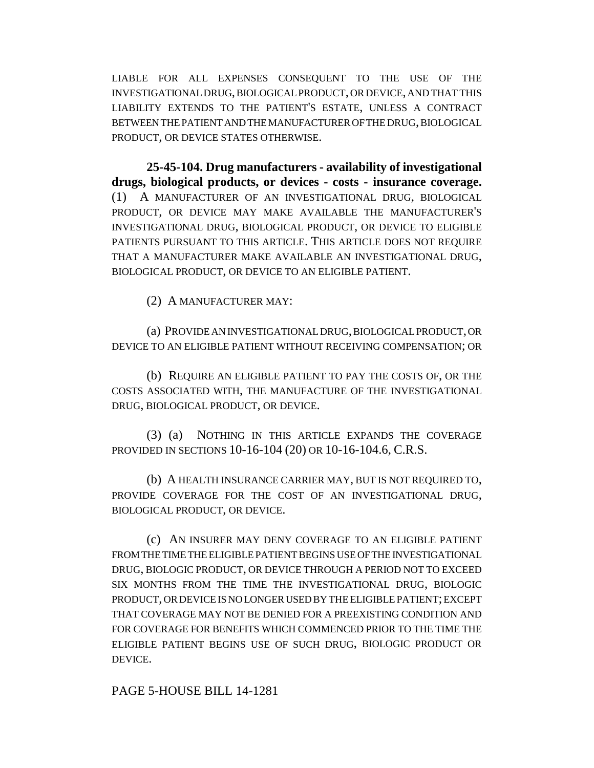LIABLE FOR ALL EXPENSES CONSEQUENT TO THE USE OF THE INVESTIGATIONAL DRUG, BIOLOGICAL PRODUCT, OR DEVICE, AND THAT THIS LIABILITY EXTENDS TO THE PATIENT'S ESTATE, UNLESS A CONTRACT BETWEEN THE PATIENT AND THE MANUFACTURER OF THE DRUG, BIOLOGICAL PRODUCT, OR DEVICE STATES OTHERWISE.

**25-45-104. Drug manufacturers - availability of investigational drugs, biological products, or devices - costs - insurance coverage.** (1) A MANUFACTURER OF AN INVESTIGATIONAL DRUG, BIOLOGICAL PRODUCT, OR DEVICE MAY MAKE AVAILABLE THE MANUFACTURER'S INVESTIGATIONAL DRUG, BIOLOGICAL PRODUCT, OR DEVICE TO ELIGIBLE PATIENTS PURSUANT TO THIS ARTICLE. THIS ARTICLE DOES NOT REQUIRE THAT A MANUFACTURER MAKE AVAILABLE AN INVESTIGATIONAL DRUG, BIOLOGICAL PRODUCT, OR DEVICE TO AN ELIGIBLE PATIENT.

(2) A MANUFACTURER MAY:

(a) PROVIDE AN INVESTIGATIONAL DRUG, BIOLOGICAL PRODUCT, OR DEVICE TO AN ELIGIBLE PATIENT WITHOUT RECEIVING COMPENSATION; OR

(b) REQUIRE AN ELIGIBLE PATIENT TO PAY THE COSTS OF, OR THE COSTS ASSOCIATED WITH, THE MANUFACTURE OF THE INVESTIGATIONAL DRUG, BIOLOGICAL PRODUCT, OR DEVICE.

(3) (a) NOTHING IN THIS ARTICLE EXPANDS THE COVERAGE PROVIDED IN SECTIONS 10-16-104 (20) OR 10-16-104.6, C.R.S.

(b) A HEALTH INSURANCE CARRIER MAY, BUT IS NOT REQUIRED TO, PROVIDE COVERAGE FOR THE COST OF AN INVESTIGATIONAL DRUG, BIOLOGICAL PRODUCT, OR DEVICE.

(c) AN INSURER MAY DENY COVERAGE TO AN ELIGIBLE PATIENT FROM THE TIME THE ELIGIBLE PATIENT BEGINS USE OF THE INVESTIGATIONAL DRUG, BIOLOGIC PRODUCT, OR DEVICE THROUGH A PERIOD NOT TO EXCEED SIX MONTHS FROM THE TIME THE INVESTIGATIONAL DRUG, BIOLOGIC PRODUCT, OR DEVICE IS NO LONGER USED BY THE ELIGIBLE PATIENT; EXCEPT THAT COVERAGE MAY NOT BE DENIED FOR A PREEXISTING CONDITION AND FOR COVERAGE FOR BENEFITS WHICH COMMENCED PRIOR TO THE TIME THE ELIGIBLE PATIENT BEGINS USE OF SUCH DRUG, BIOLOGIC PRODUCT OR DEVICE.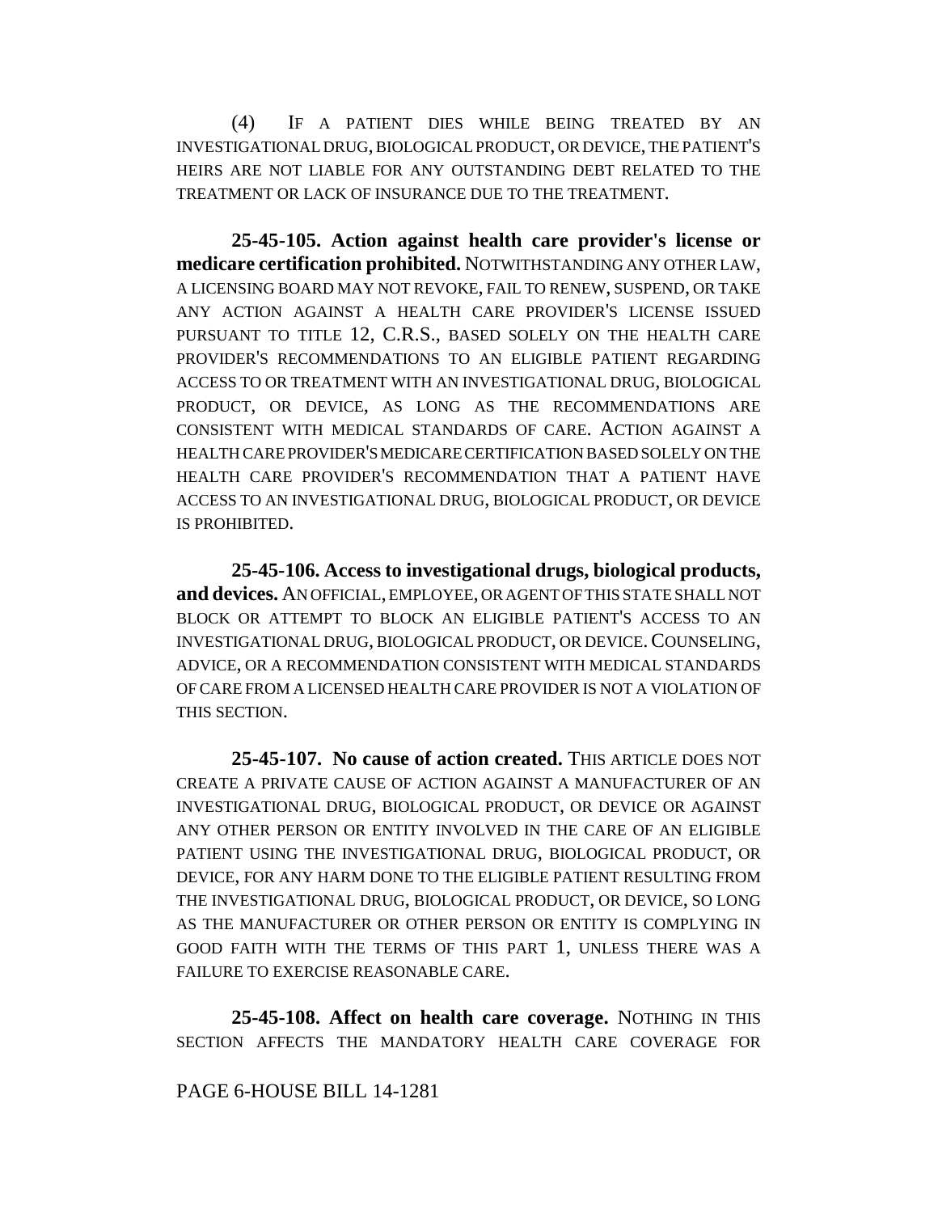(4) IF A PATIENT DIES WHILE BEING TREATED BY AN INVESTIGATIONAL DRUG, BIOLOGICAL PRODUCT, OR DEVICE, THE PATIENT'S HEIRS ARE NOT LIABLE FOR ANY OUTSTANDING DEBT RELATED TO THE TREATMENT OR LACK OF INSURANCE DUE TO THE TREATMENT.

**25-45-105. Action against health care provider's license or medicare certification prohibited.** NOTWITHSTANDING ANY OTHER LAW, A LICENSING BOARD MAY NOT REVOKE, FAIL TO RENEW, SUSPEND, OR TAKE ANY ACTION AGAINST A HEALTH CARE PROVIDER'S LICENSE ISSUED PURSUANT TO TITLE 12, C.R.S., BASED SOLELY ON THE HEALTH CARE PROVIDER'S RECOMMENDATIONS TO AN ELIGIBLE PATIENT REGARDING ACCESS TO OR TREATMENT WITH AN INVESTIGATIONAL DRUG, BIOLOGICAL PRODUCT, OR DEVICE, AS LONG AS THE RECOMMENDATIONS ARE CONSISTENT WITH MEDICAL STANDARDS OF CARE. ACTION AGAINST A HEALTH CARE PROVIDER'S MEDICARE CERTIFICATION BASED SOLELY ON THE HEALTH CARE PROVIDER'S RECOMMENDATION THAT A PATIENT HAVE ACCESS TO AN INVESTIGATIONAL DRUG, BIOLOGICAL PRODUCT, OR DEVICE IS PROHIBITED.

**25-45-106. Access to investigational drugs, biological products, and devices.** AN OFFICIAL, EMPLOYEE, OR AGENT OF THIS STATE SHALL NOT BLOCK OR ATTEMPT TO BLOCK AN ELIGIBLE PATIENT'S ACCESS TO AN INVESTIGATIONAL DRUG, BIOLOGICAL PRODUCT, OR DEVICE. COUNSELING, ADVICE, OR A RECOMMENDATION CONSISTENT WITH MEDICAL STANDARDS OF CARE FROM A LICENSED HEALTH CARE PROVIDER IS NOT A VIOLATION OF THIS SECTION.

**25-45-107. No cause of action created.** THIS ARTICLE DOES NOT CREATE A PRIVATE CAUSE OF ACTION AGAINST A MANUFACTURER OF AN INVESTIGATIONAL DRUG, BIOLOGICAL PRODUCT, OR DEVICE OR AGAINST ANY OTHER PERSON OR ENTITY INVOLVED IN THE CARE OF AN ELIGIBLE PATIENT USING THE INVESTIGATIONAL DRUG, BIOLOGICAL PRODUCT, OR DEVICE, FOR ANY HARM DONE TO THE ELIGIBLE PATIENT RESULTING FROM THE INVESTIGATIONAL DRUG, BIOLOGICAL PRODUCT, OR DEVICE, SO LONG AS THE MANUFACTURER OR OTHER PERSON OR ENTITY IS COMPLYING IN GOOD FAITH WITH THE TERMS OF THIS PART 1, UNLESS THERE WAS A FAILURE TO EXERCISE REASONABLE CARE.

**25-45-108. Affect on health care coverage.** NOTHING IN THIS SECTION AFFECTS THE MANDATORY HEALTH CARE COVERAGE FOR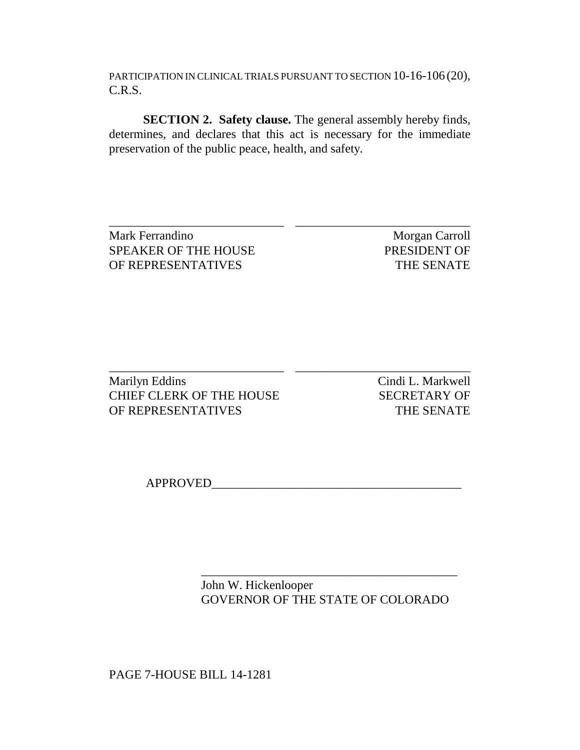PARTICIPATION IN CLINICAL TRIALS PURSUANT TO SECTION 10-16-106 (20), C.R.S.

**SECTION 2. Safety clause.** The general assembly hereby finds, determines, and declares that this act is necessary for the immediate preservation of the public peace, health, and safety.

| | |
|---|---|
| \_\_\_\_\_\_\_\_\_\_\_\_\_\_\_\_\_\_\_\_\_\_\_\_\_\_\_\_ | \_\_\_\_\_\_\_\_\_\_\_\_\_\_\_\_\_\_\_\_\_\_\_\_\_\_\_\_ |
| Mark Ferrandino | Morgan Carroll |
| SPEAKER OF THE HOUSE OF REPRESENTATIVES | PRESIDENT OF THE SENATE |

| | |
|---|---|
| \_\_\_\_\_\_\_\_\_\_\_\_\_\_\_\_\_\_\_\_\_\_\_\_\_\_\_\_ | \_\_\_\_\_\_\_\_\_\_\_\_\_\_\_\_\_\_\_\_\_\_\_\_\_\_\_\_ |
| Marilyn Eddins | Cindi L. Markwell |
| CHIEF CLERK OF THE HOUSE OF REPRESENTATIVES | SECRETARY OF THE SENATE |

APPROVED\_\_\_\_\_\_\_\_\_\_\_\_\_\_\_\_\_\_\_\_\_\_\_\_\_\_\_\_\_\_\_\_\_\_\_\_\_\_\_\_

\_\_\_\_\_\_\_\_\_\_\_\_\_\_\_\_\_\_\_\_\_\_\_\_\_\_\_\_\_\_\_\_\_\_\_\_\_\_\_\_\_\_

John W. Hickenlooper
GOVERNOR OF THE STATE OF COLORADO

PAGE 7-HOUSE BILL 14-1281